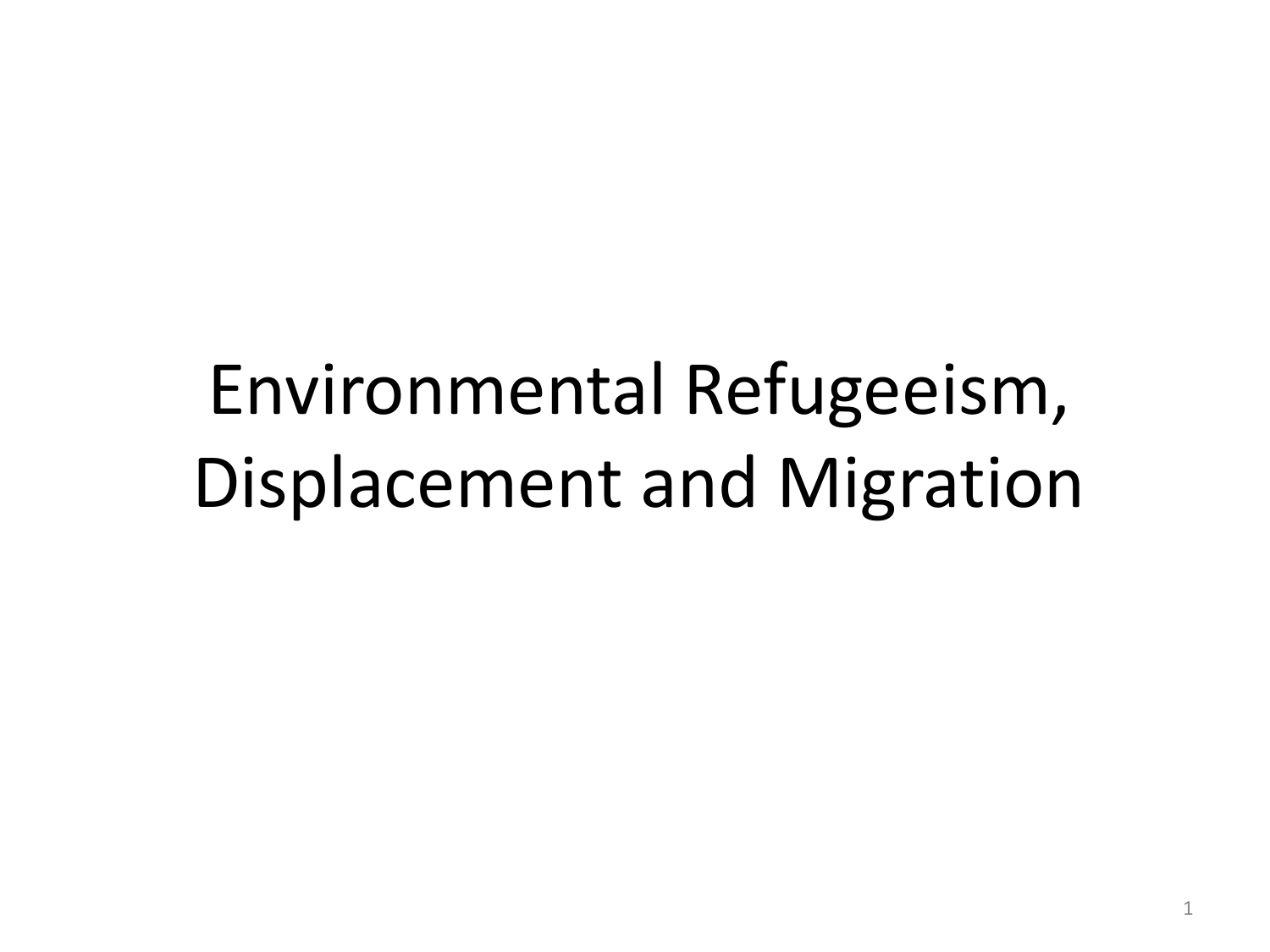# Environmental Refugeeism, Displacement and Migration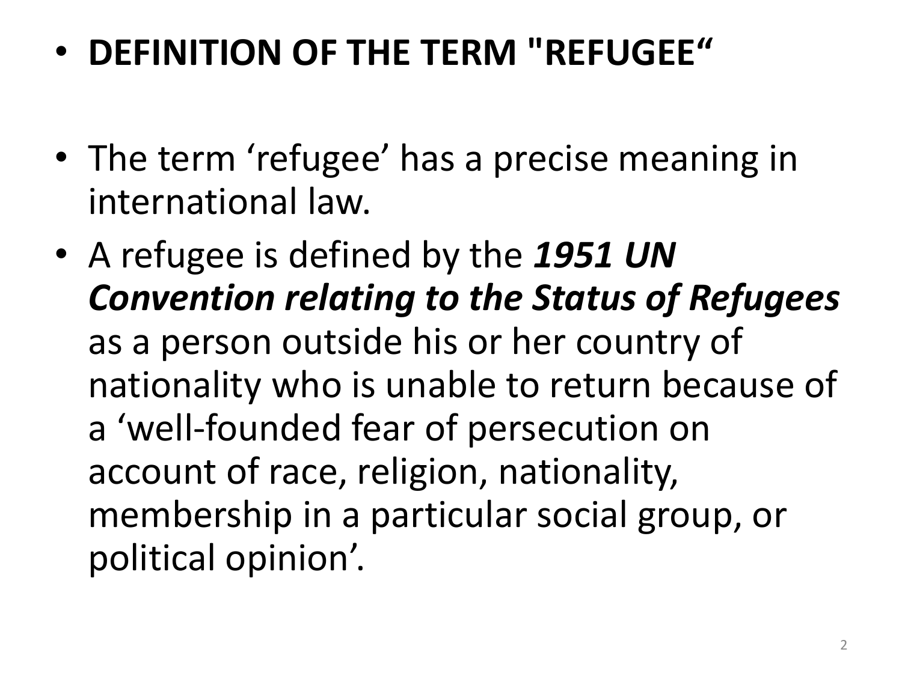- **DEFINITION OF THE TERM "REFUGEE“**

- The term ‘refugee’ has a precise meaning in international law.
- A refugee is defined by the ***1951 UN Convention relating to the Status of Refugees*** as a person outside his or her country of nationality who is unable to return because of a ‘well-founded fear of persecution on account of race, religion, nationality, membership in a particular social group, or political opinion’.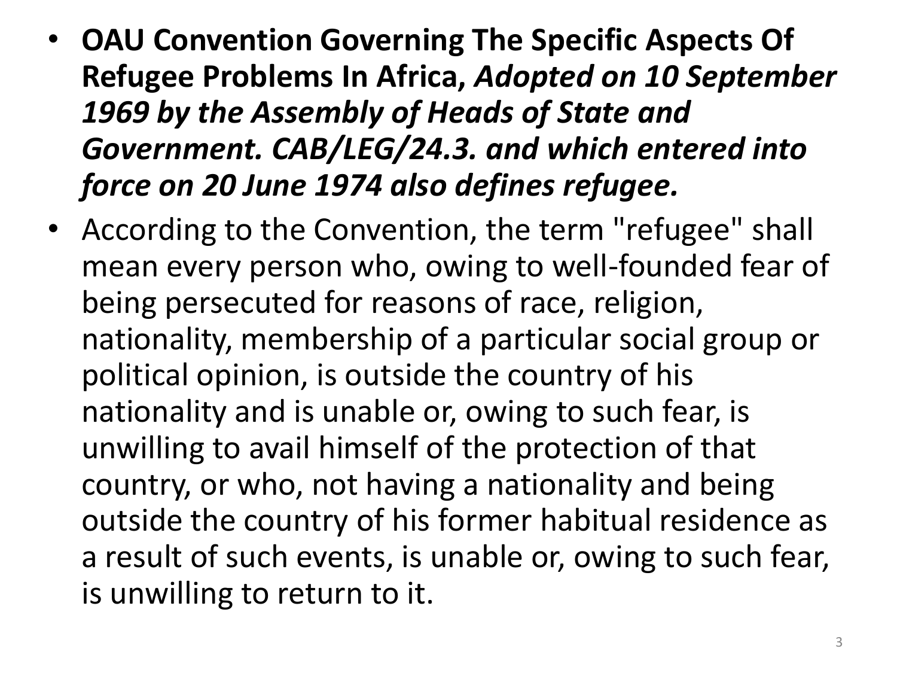- **OAU Convention Governing The Specific Aspects Of Refugee Problems In Africa,** ***Adopted on 10 September 1969 by the Assembly of Heads of State and Government. CAB/LEG/24.3. and which entered into force on 20 June 1974 also defines refugee.***
- According to the Convention, the term "refugee" shall mean every person who, owing to well-founded fear of being persecuted for reasons of race, religion, nationality, membership of a particular social group or political opinion, is outside the country of his nationality and is unable or, owing to such fear, is unwilling to avail himself of the protection of that country, or who, not having a nationality and being outside the country of his former habitual residence as a result of such events, is unable or, owing to such fear, is unwilling to return to it.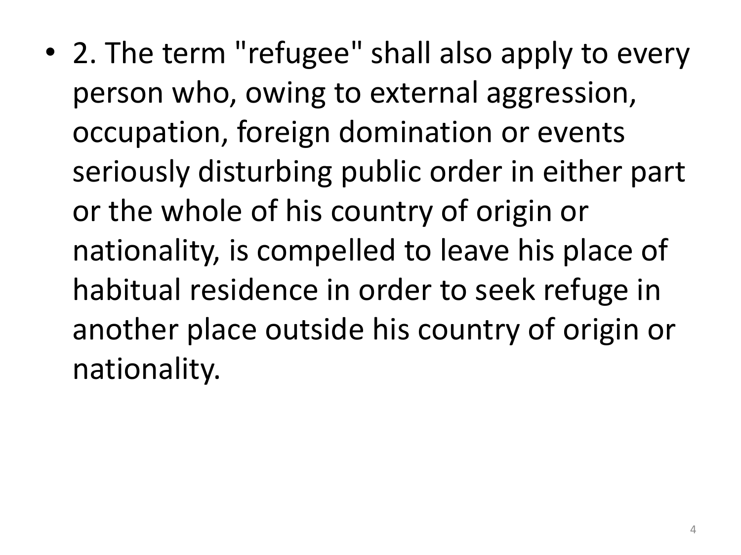- 2. The term "refugee" shall also apply to every person who, owing to external aggression, occupation, foreign domination or events seriously disturbing public order in either part or the whole of his country of origin or nationality, is compelled to leave his place of habitual residence in order to seek refuge in another place outside his country of origin or nationality.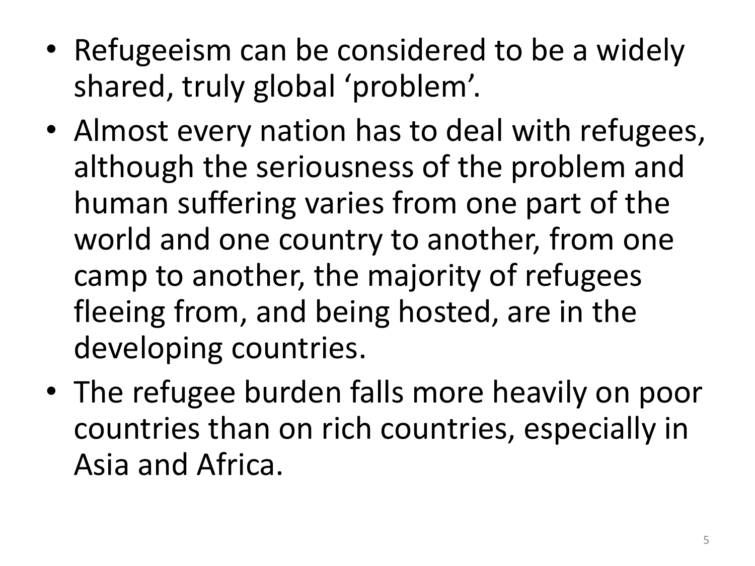- Refugeeism can be considered to be a widely shared, truly global ‘problem’.
- Almost every nation has to deal with refugees, although the seriousness of the problem and human suffering varies from one part of the world and one country to another, from one camp to another, the majority of refugees fleeing from, and being hosted, are in the developing countries.
- The refugee burden falls more heavily on poor countries than on rich countries, especially in Asia and Africa.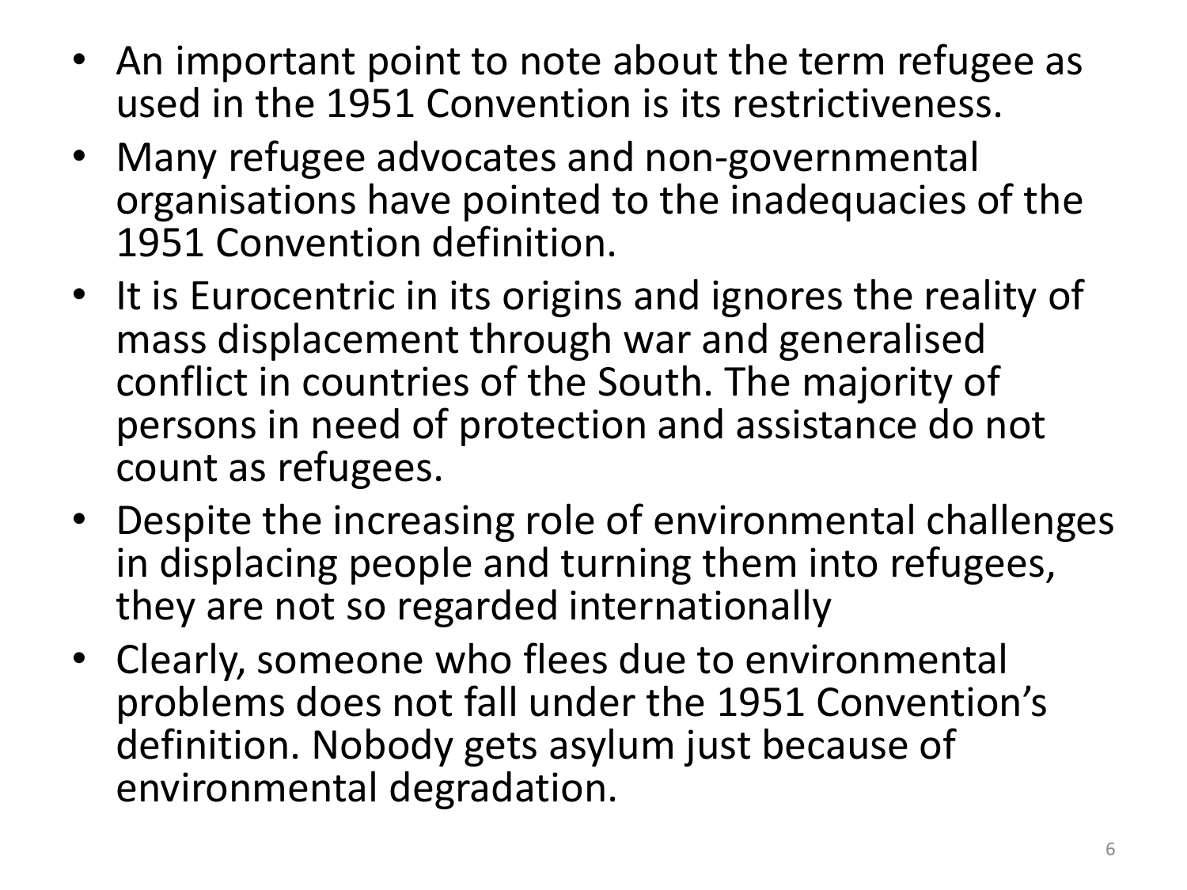- An important point to note about the term refugee as used in the 1951 Convention is its restrictiveness.
- Many refugee advocates and non-governmental organisations have pointed to the inadequacies of the 1951 Convention definition.
- It is Eurocentric in its origins and ignores the reality of mass displacement through war and generalised conflict in countries of the South. The majority of persons in need of protection and assistance do not count as refugees.
- Despite the increasing role of environmental challenges in displacing people and turning them into refugees, they are not so regarded internationally
- Clearly, someone who flees due to environmental problems does not fall under the 1951 Convention's definition. Nobody gets asylum just because of environmental degradation.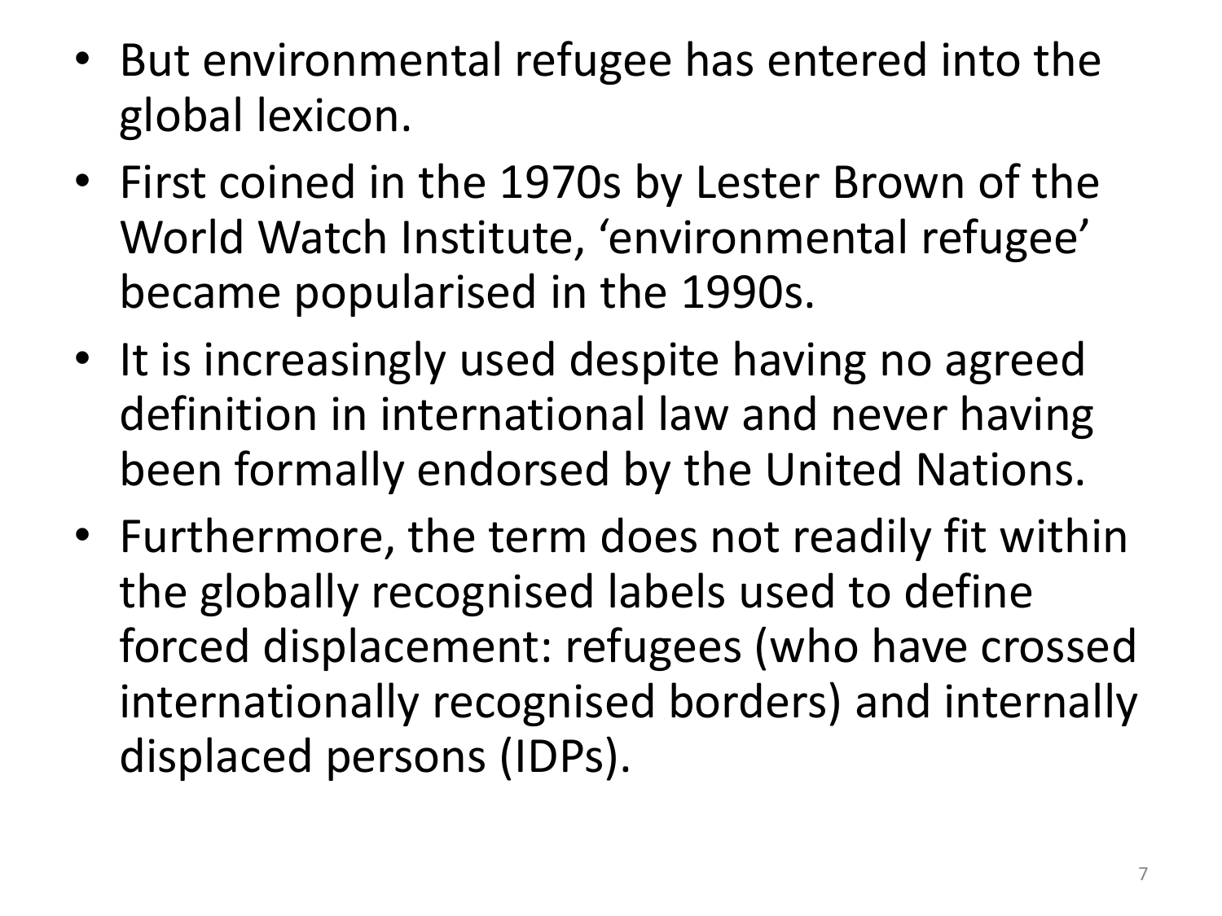- But environmental refugee has entered into the global lexicon.
- First coined in the 1970s by Lester Brown of the World Watch Institute, 'environmental refugee' became popularised in the 1990s.
- It is increasingly used despite having no agreed definition in international law and never having been formally endorsed by the United Nations.
- Furthermore, the term does not readily fit within the globally recognised labels used to define forced displacement: refugees (who have crossed internationally recognised borders) and internally displaced persons (IDPs).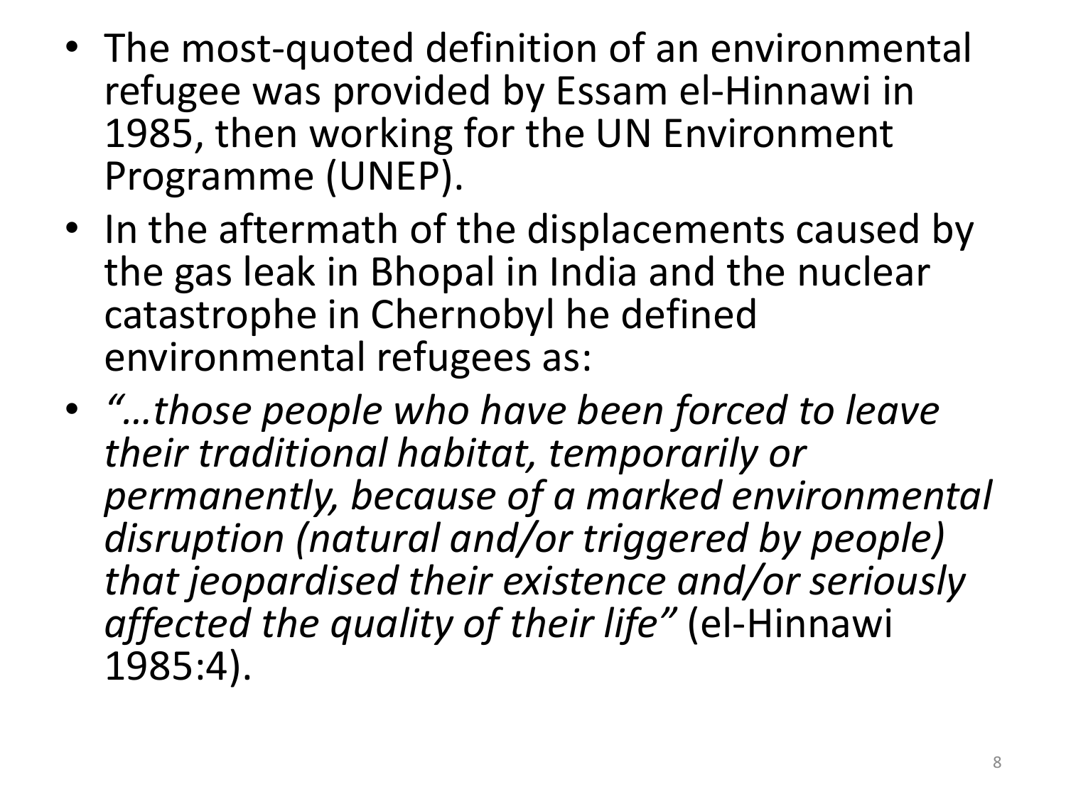- The most-quoted definition of an environmental refugee was provided by Essam el-Hinnawi in 1985, then working for the UN Environment Programme (UNEP).
- In the aftermath of the displacements caused by the gas leak in Bhopal in India and the nuclear catastrophe in Chernobyl he defined environmental refugees as:
- *"…those people who have been forced to leave their traditional habitat, temporarily or permanently, because of a marked environmental disruption (natural and/or triggered by people) that jeopardised their existence and/or seriously affected the quality of their life"* (el-Hinnawi 1985:4).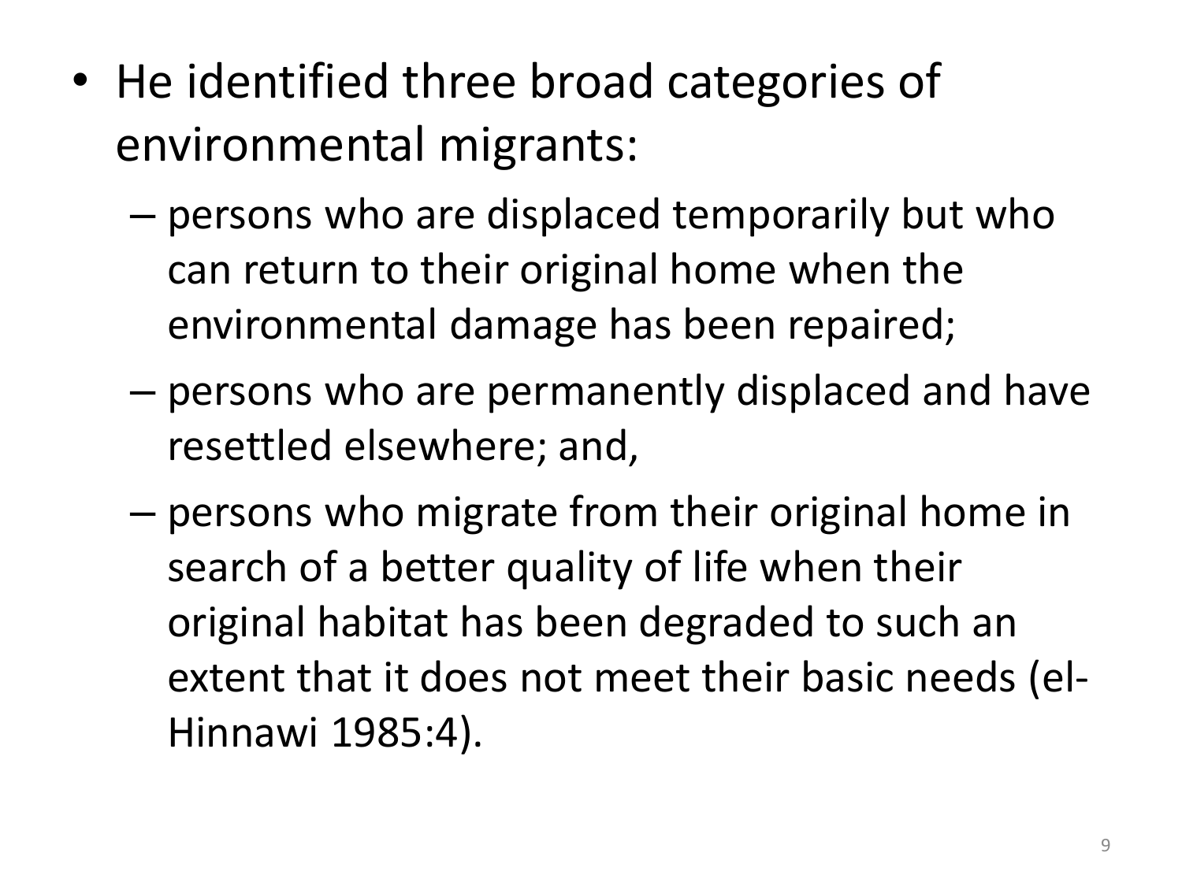- He identified three broad categories of environmental migrants:
  - persons who are displaced temporarily but who can return to their original home when the environmental damage has been repaired;
  - persons who are permanently displaced and have resettled elsewhere; and,
  - persons who migrate from their original home in search of a better quality of life when their original habitat has been degraded to such an extent that it does not meet their basic needs (el-Hinnawi 1985:4).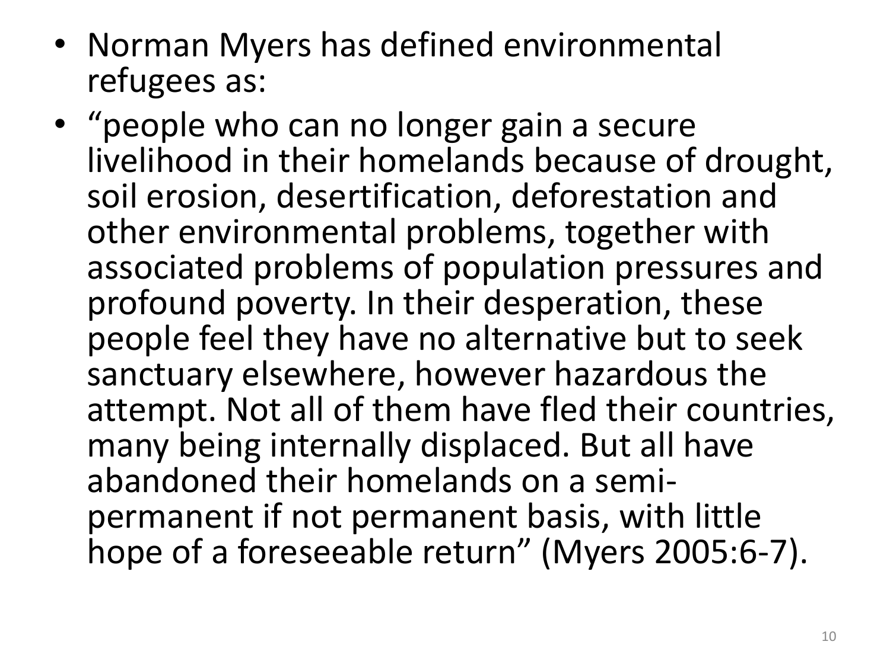- Norman Myers has defined environmental refugees as:
- "people who can no longer gain a secure livelihood in their homelands because of drought, soil erosion, desertification, deforestation and other environmental problems, together with associated problems of population pressures and profound poverty. In their desperation, these people feel they have no alternative but to seek sanctuary elsewhere, however hazardous the attempt. Not all of them have fled their countries, many being internally displaced. But all have abandoned their homelands on a semi-permanent if not permanent basis, with little hope of a foreseeable return" (Myers 2005:6-7).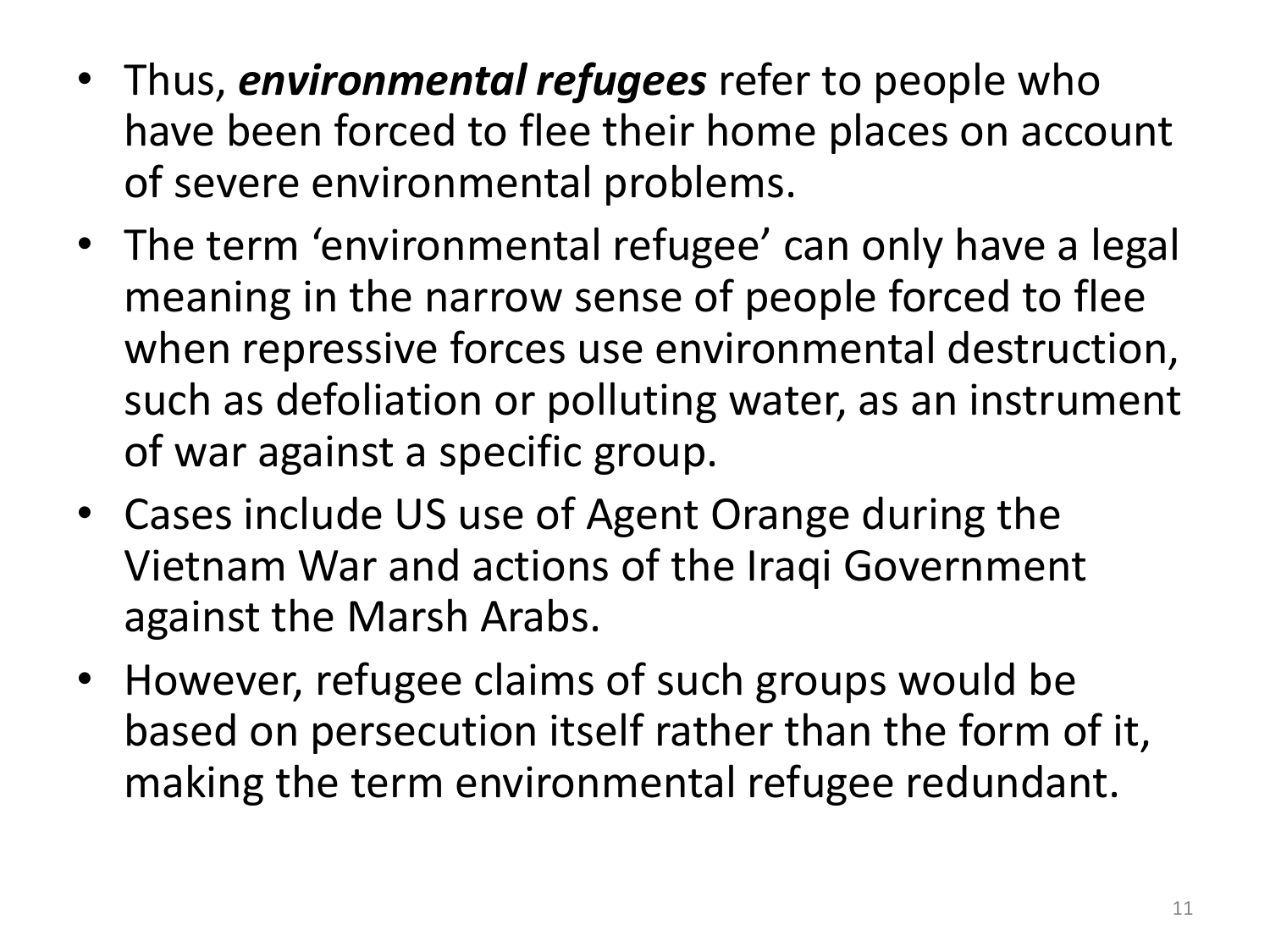- Thus, ***environmental refugees*** refer to people who have been forced to flee their home places on account of severe environmental problems.
- The term 'environmental refugee' can only have a legal meaning in the narrow sense of people forced to flee when repressive forces use environmental destruction, such as defoliation or polluting water, as an instrument of war against a specific group.
- Cases include US use of Agent Orange during the Vietnam War and actions of the Iraqi Government against the Marsh Arabs.
- However, refugee claims of such groups would be based on persecution itself rather than the form of it, making the term environmental refugee redundant.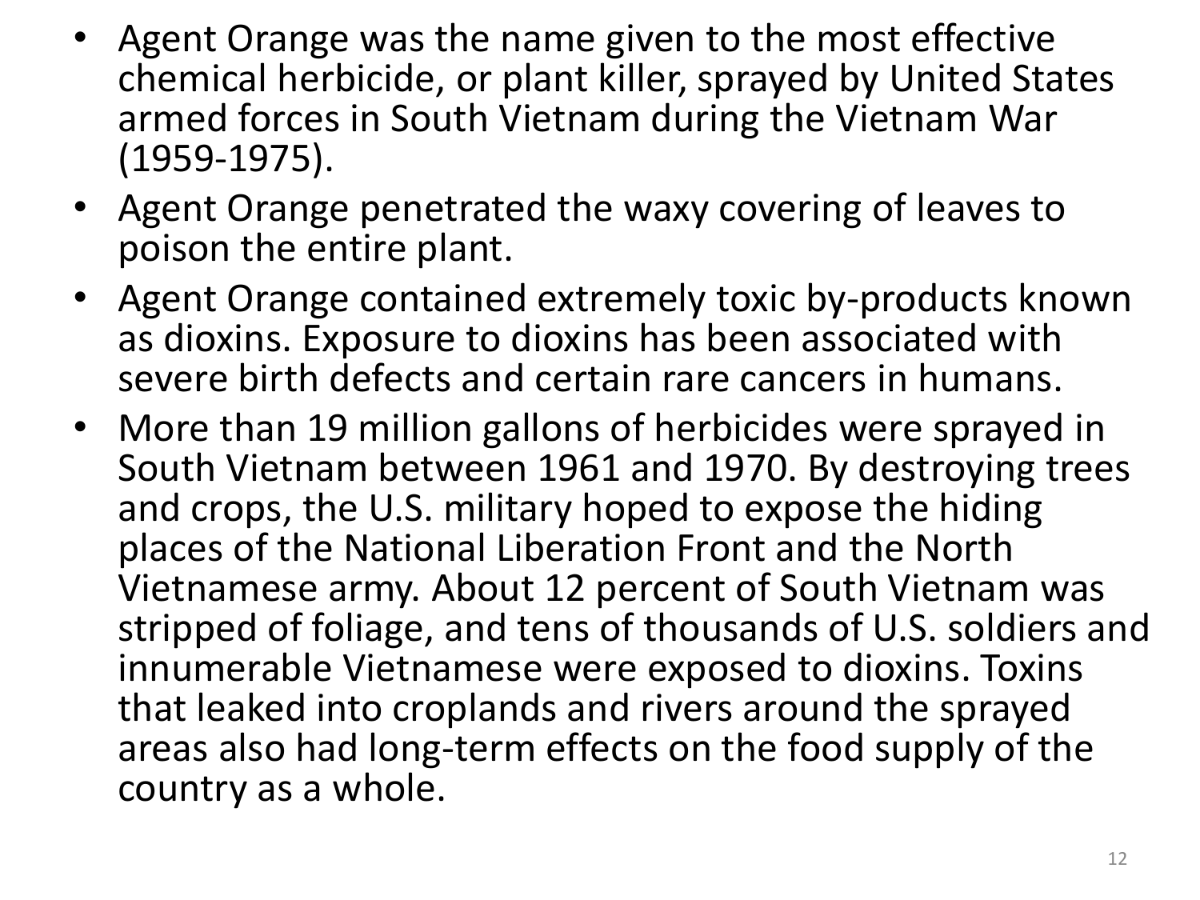- Agent Orange was the name given to the most effective chemical herbicide, or plant killer, sprayed by United States armed forces in South Vietnam during the Vietnam War (1959-1975).
- Agent Orange penetrated the waxy covering of leaves to poison the entire plant.
- Agent Orange contained extremely toxic by-products known as dioxins. Exposure to dioxins has been associated with severe birth defects and certain rare cancers in humans.
- More than 19 million gallons of herbicides were sprayed in South Vietnam between 1961 and 1970. By destroying trees and crops, the U.S. military hoped to expose the hiding places of the National Liberation Front and the North Vietnamese army. About 12 percent of South Vietnam was stripped of foliage, and tens of thousands of U.S. soldiers and innumerable Vietnamese were exposed to dioxins. Toxins that leaked into croplands and rivers around the sprayed areas also had long-term effects on the food supply of the country as a whole.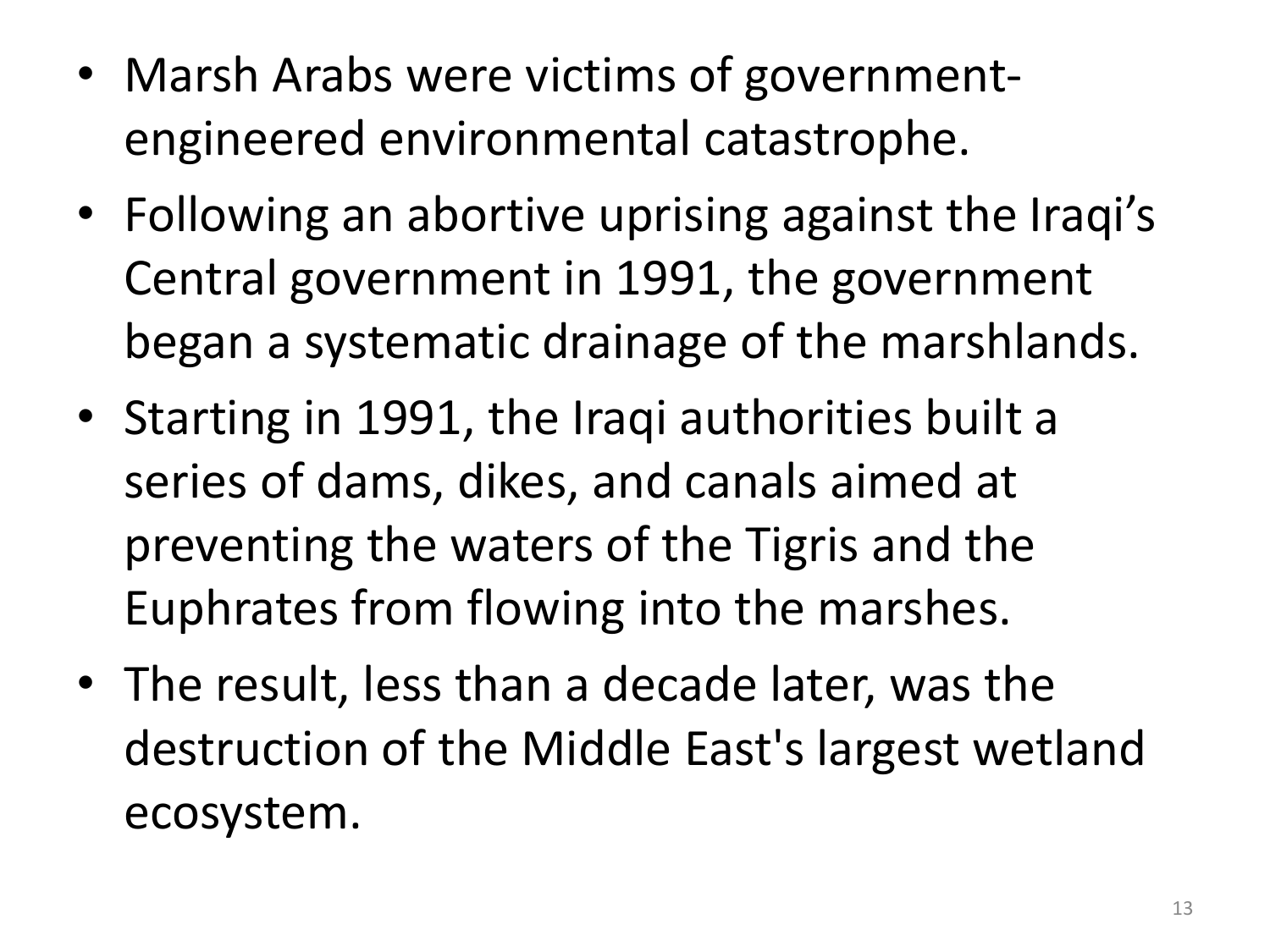- Marsh Arabs were victims of government-engineered environmental catastrophe.
- Following an abortive uprising against the Iraqi's Central government in 1991, the government began a systematic drainage of the marshlands.
- Starting in 1991, the Iraqi authorities built a series of dams, dikes, and canals aimed at preventing the waters of the Tigris and the Euphrates from flowing into the marshes.
- The result, less than a decade later, was the destruction of the Middle East's largest wetland ecosystem.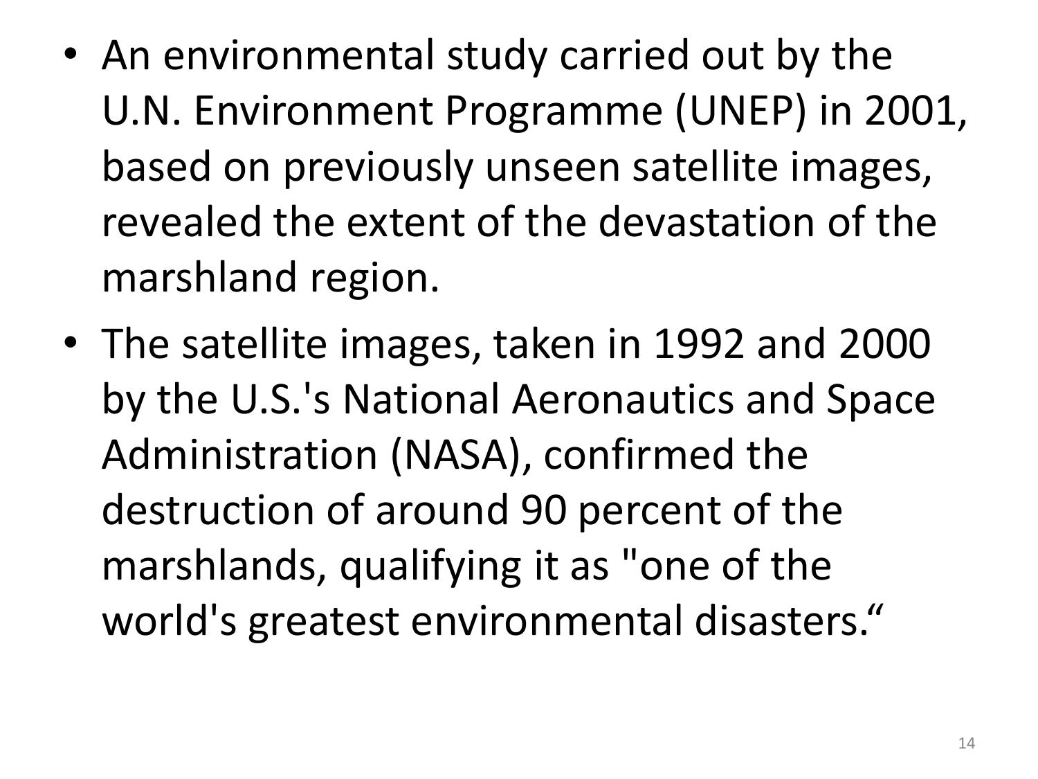- An environmental study carried out by the U.N. Environment Programme (UNEP) in 2001, based on previously unseen satellite images, revealed the extent of the devastation of the marshland region.
- The satellite images, taken in 1992 and 2000 by the U.S.'s National Aeronautics and Space Administration (NASA), confirmed the destruction of around 90 percent of the marshlands, qualifying it as "one of the world's greatest environmental disasters."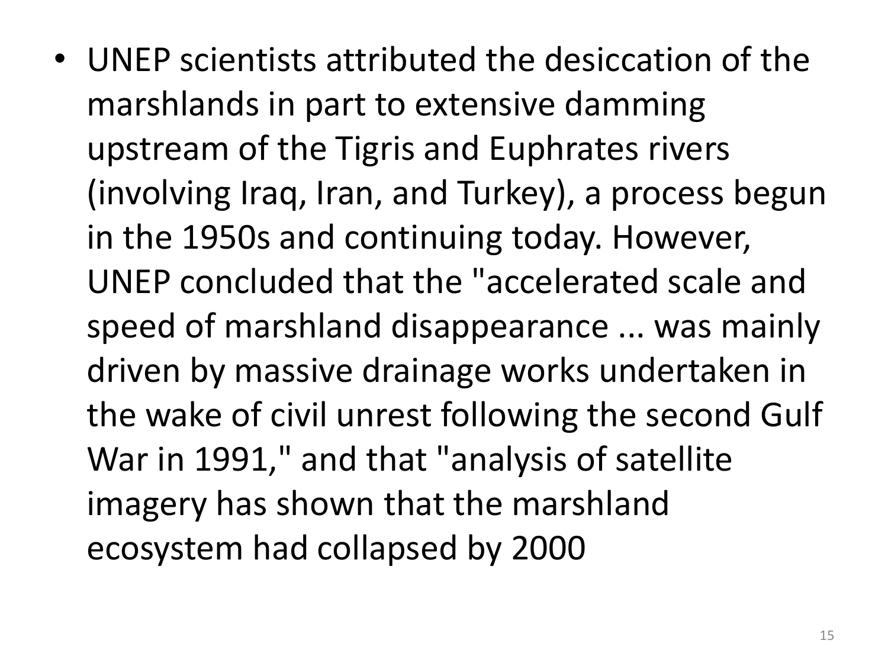- UNEP scientists attributed the desiccation of the marshlands in part to extensive damming upstream of the Tigris and Euphrates rivers (involving Iraq, Iran, and Turkey), a process begun in the 1950s and continuing today. However, UNEP concluded that the "accelerated scale and speed of marshland disappearance ... was mainly driven by massive drainage works undertaken in the wake of civil unrest following the second Gulf War in 1991," and that "analysis of satellite imagery has shown that the marshland ecosystem had collapsed by 2000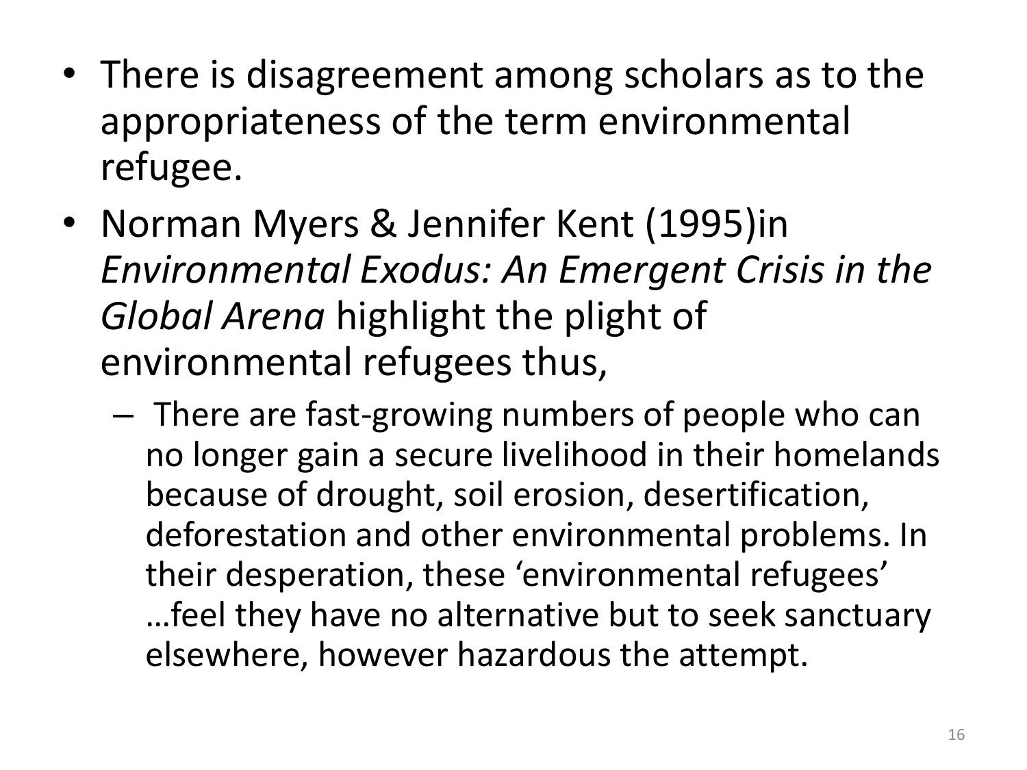- There is disagreement among scholars as to the appropriateness of the term environmental refugee.
- Norman Myers & Jennifer Kent (1995)in *Environmental Exodus: An Emergent Crisis in the Global Arena* highlight the plight of environmental refugees thus,
  - There are fast-growing numbers of people who can no longer gain a secure livelihood in their homelands because of drought, soil erosion, desertification, deforestation and other environmental problems. In their desperation, these 'environmental refugees' …feel they have no alternative but to seek sanctuary elsewhere, however hazardous the attempt.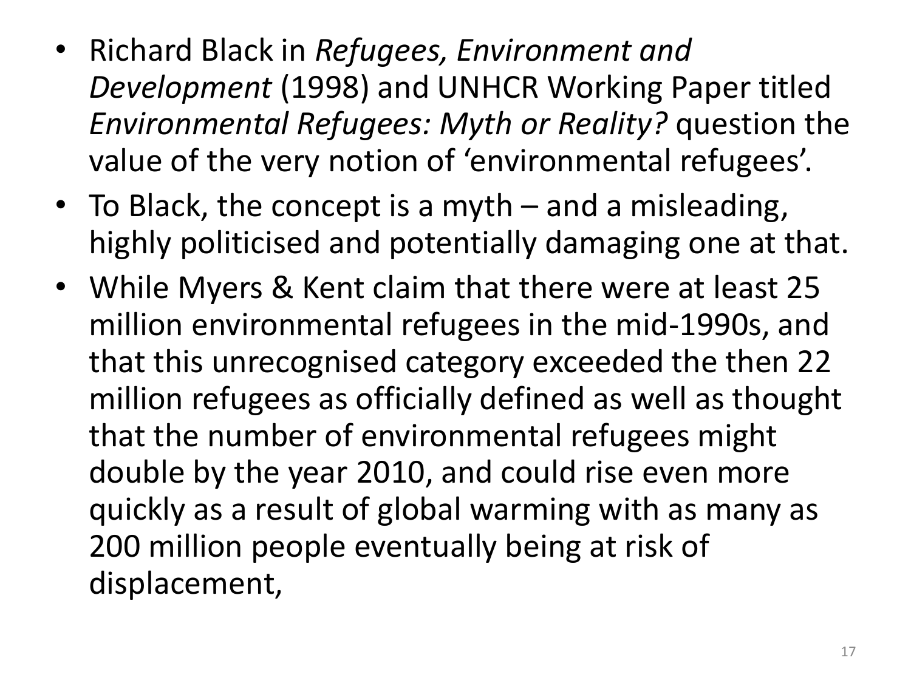- Richard Black in *Refugees, Environment and Development* (1998) and UNHCR Working Paper titled *Environmental Refugees: Myth or Reality?* question the value of the very notion of 'environmental refugees'.
- To Black, the concept is a myth – and a misleading, highly politicised and potentially damaging one at that.
- While Myers & Kent claim that there were at least 25 million environmental refugees in the mid-1990s, and that this unrecognised category exceeded the then 22 million refugees as officially defined as well as thought that the number of environmental refugees might double by the year 2010, and could rise even more quickly as a result of global warming with as many as 200 million people eventually being at risk of displacement,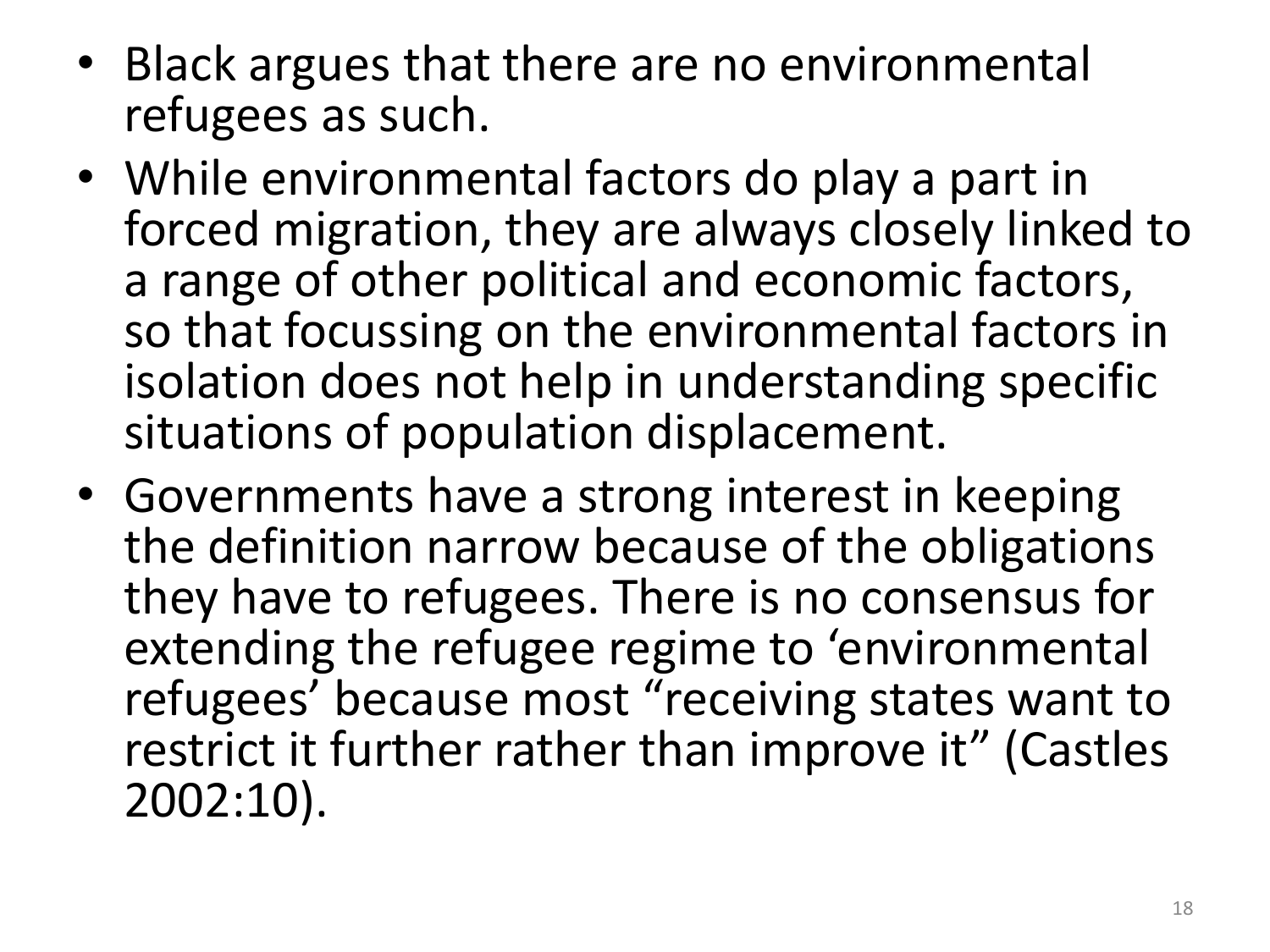- Black argues that there are no environmental refugees as such.
- While environmental factors do play a part in forced migration, they are always closely linked to a range of other political and economic factors, so that focussing on the environmental factors in isolation does not help in understanding specific situations of population displacement.
- Governments have a strong interest in keeping the definition narrow because of the obligations they have to refugees. There is no consensus for extending the refugee regime to 'environmental refugees' because most "receiving states want to restrict it further rather than improve it" (Castles 2002:10).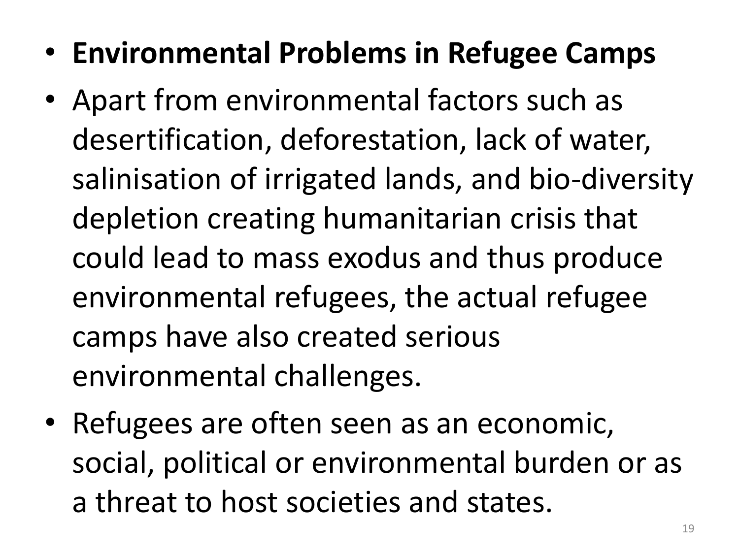- **Environmental Problems in Refugee Camps**
- Apart from environmental factors such as desertification, deforestation, lack of water, salinisation of irrigated lands, and bio-diversity depletion creating humanitarian crisis that could lead to mass exodus and thus produce environmental refugees, the actual refugee camps have also created serious environmental challenges.
- Refugees are often seen as an economic, social, political or environmental burden or as a threat to host societies and states.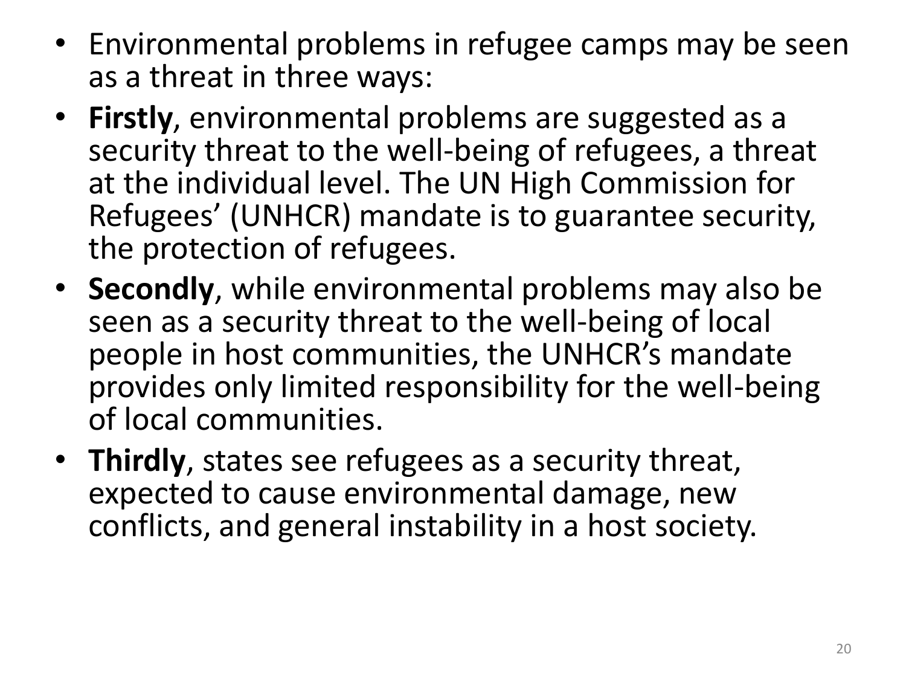- Environmental problems in refugee camps may be seen as a threat in three ways:
- **Firstly**, environmental problems are suggested as a security threat to the well-being of refugees, a threat at the individual level. The UN High Commission for Refugees' (UNHCR) mandate is to guarantee security, the protection of refugees.
- **Secondly**, while environmental problems may also be seen as a security threat to the well-being of local people in host communities, the UNHCR's mandate provides only limited responsibility for the well-being of local communities.
- **Thirdly**, states see refugees as a security threat, expected to cause environmental damage, new conflicts, and general instability in a host society.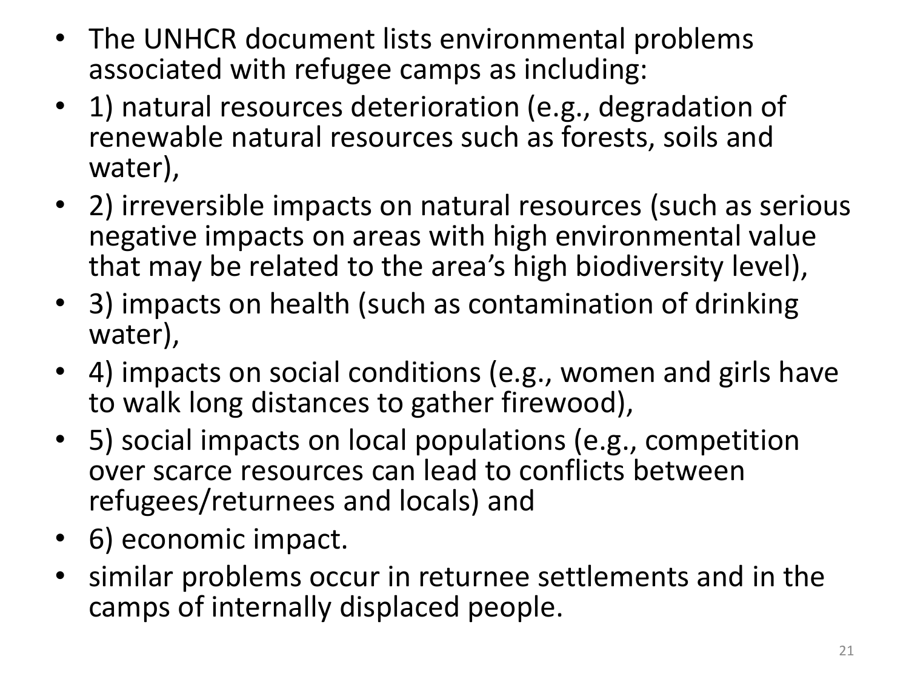- The UNHCR document lists environmental problems associated with refugee camps as including:
- 1) natural resources deterioration (e.g., degradation of renewable natural resources such as forests, soils and water),
- 2) irreversible impacts on natural resources (such as serious negative impacts on areas with high environmental value that may be related to the area's high biodiversity level),
- 3) impacts on health (such as contamination of drinking water),
- 4) impacts on social conditions (e.g., women and girls have to walk long distances to gather firewood),
- 5) social impacts on local populations (e.g., competition over scarce resources can lead to conflicts between refugees/returnees and locals) and
- 6) economic impact.
- similar problems occur in returnee settlements and in the camps of internally displaced people.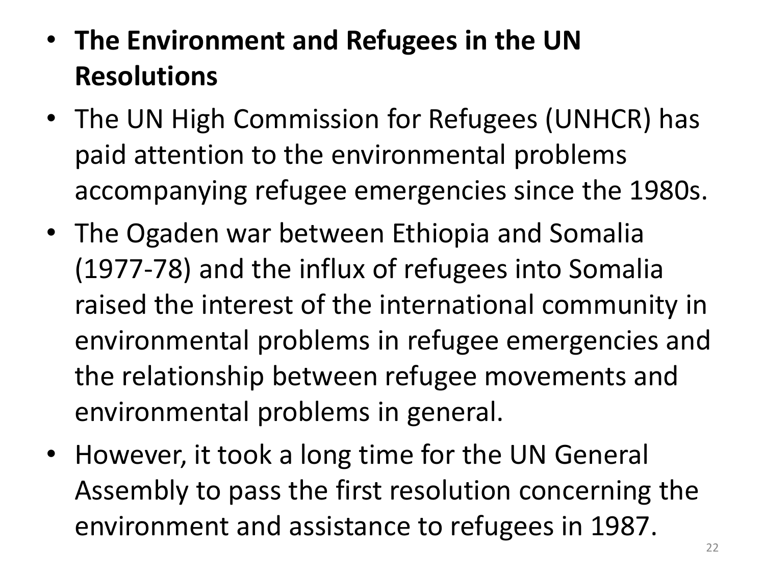- **The Environment and Refugees in the UN Resolutions**
- The UN High Commission for Refugees (UNHCR) has paid attention to the environmental problems accompanying refugee emergencies since the 1980s.
- The Ogaden war between Ethiopia and Somalia (1977-78) and the influx of refugees into Somalia raised the interest of the international community in environmental problems in refugee emergencies and the relationship between refugee movements and environmental problems in general.
- However, it took a long time for the UN General Assembly to pass the first resolution concerning the environment and assistance to refugees in 1987.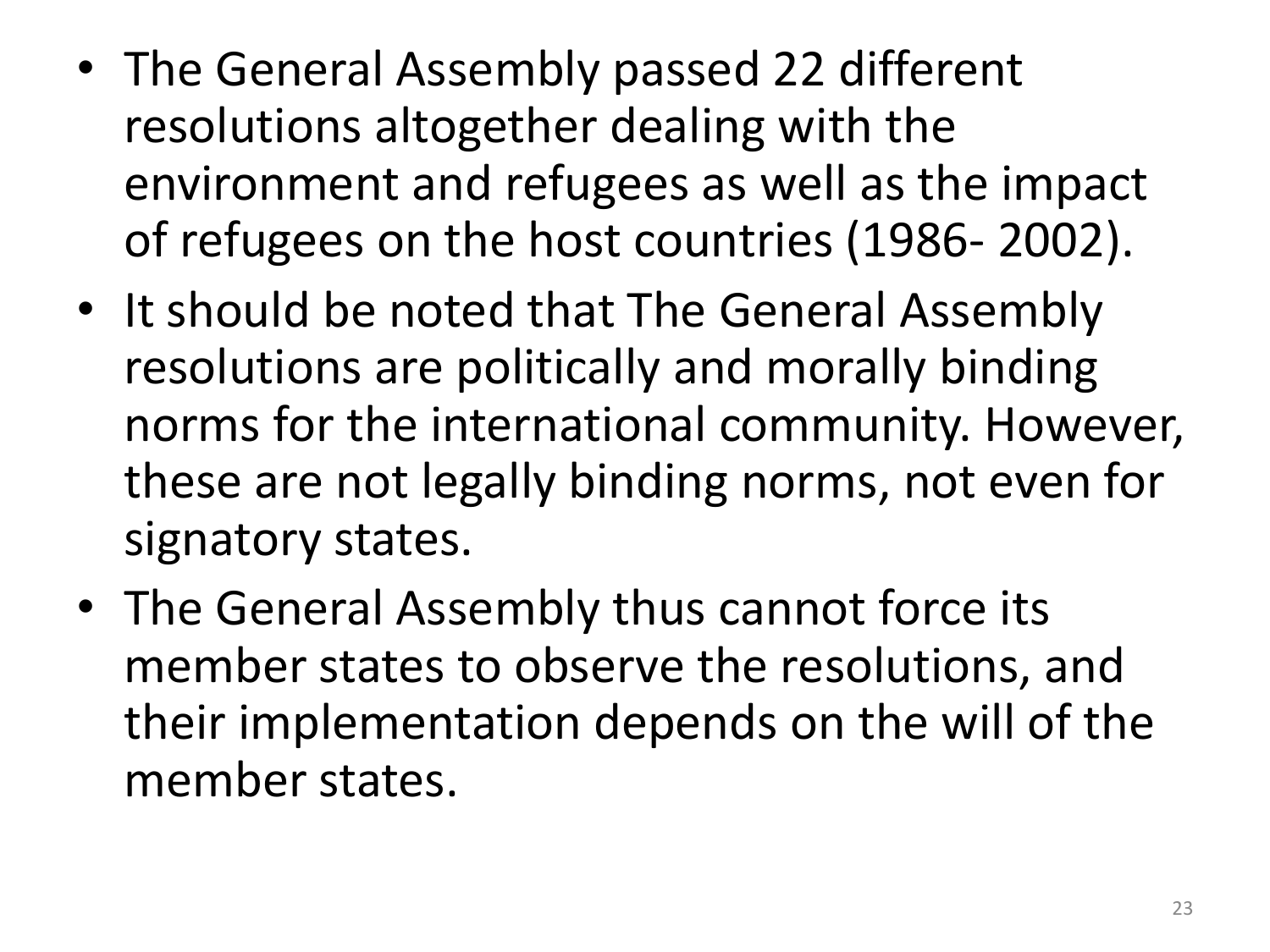- The General Assembly passed 22 different resolutions altogether dealing with the environment and refugees as well as the impact of refugees on the host countries (1986- 2002).
- It should be noted that The General Assembly resolutions are politically and morally binding norms for the international community. However, these are not legally binding norms, not even for signatory states.
- The General Assembly thus cannot force its member states to observe the resolutions, and their implementation depends on the will of the member states.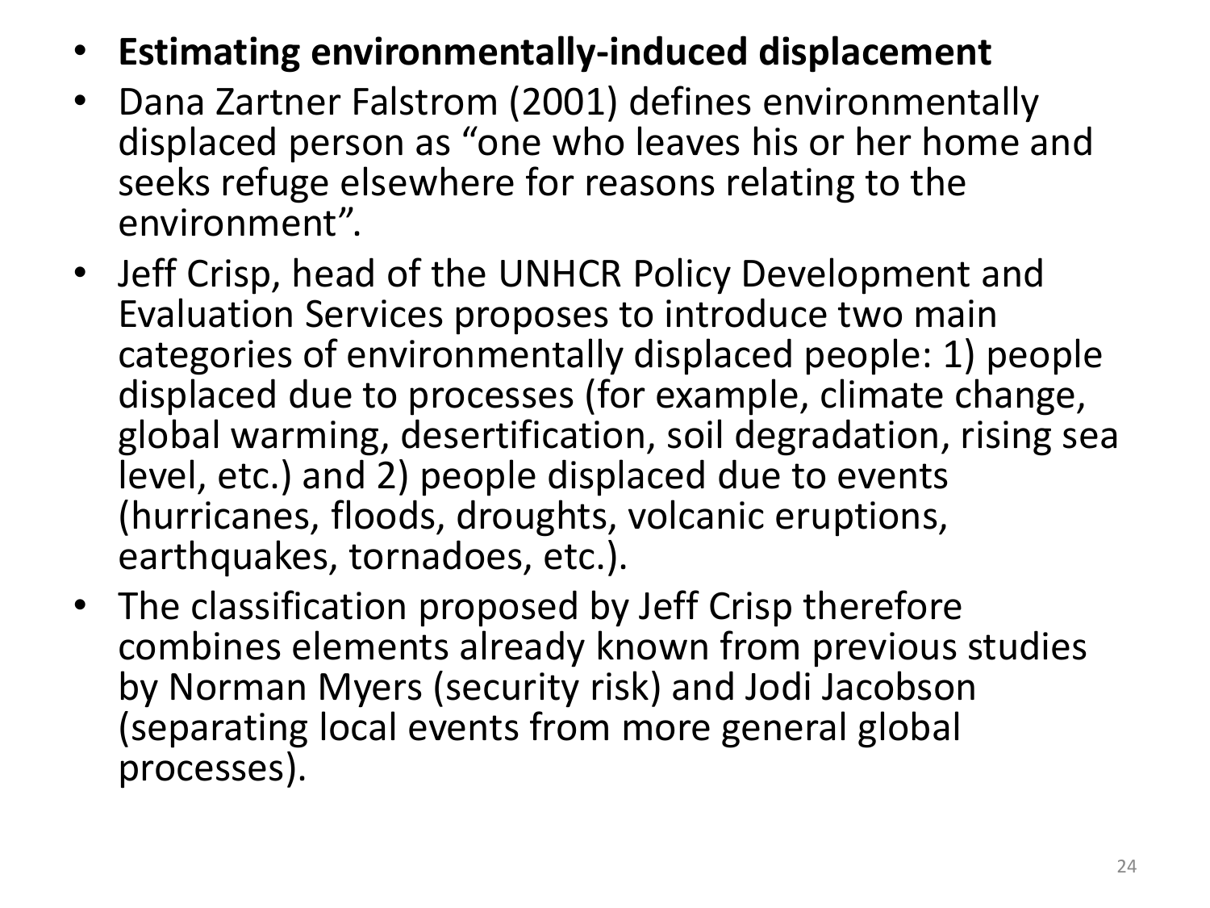- **Estimating environmentally-induced displacement**
- Dana Zartner Falstrom (2001) defines environmentally displaced person as “one who leaves his or her home and seeks refuge elsewhere for reasons relating to the environment”.
- Jeff Crisp, head of the UNHCR Policy Development and Evaluation Services proposes to introduce two main categories of environmentally displaced people: 1) people displaced due to processes (for example, climate change, global warming, desertification, soil degradation, rising sea level, etc.) and 2) people displaced due to events (hurricanes, floods, droughts, volcanic eruptions, earthquakes, tornadoes, etc.).
- The classification proposed by Jeff Crisp therefore combines elements already known from previous studies by Norman Myers (security risk) and Jodi Jacobson (separating local events from more general global processes).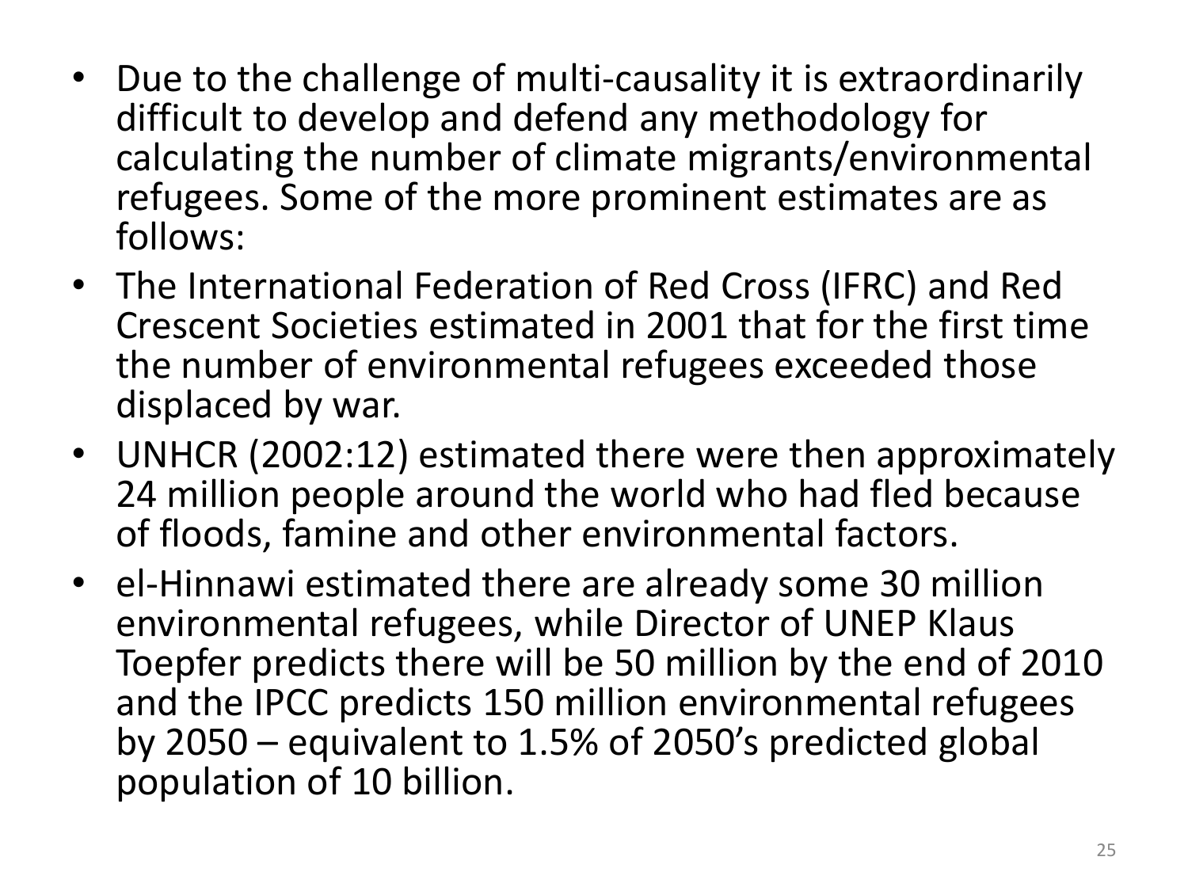- Due to the challenge of multi-causality it is extraordinarily difficult to develop and defend any methodology for calculating the number of climate migrants/environmental refugees. Some of the more prominent estimates are as follows:
- The International Federation of Red Cross (IFRC) and Red Crescent Societies estimated in 2001 that for the first time the number of environmental refugees exceeded those displaced by war.
- UNHCR (2002:12) estimated there were then approximately 24 million people around the world who had fled because of floods, famine and other environmental factors.
- el-Hinnawi estimated there are already some 30 million environmental refugees, while Director of UNEP Klaus Toepfer predicts there will be 50 million by the end of 2010 and the IPCC predicts 150 million environmental refugees by 2050 – equivalent to 1.5% of 2050's predicted global population of 10 billion.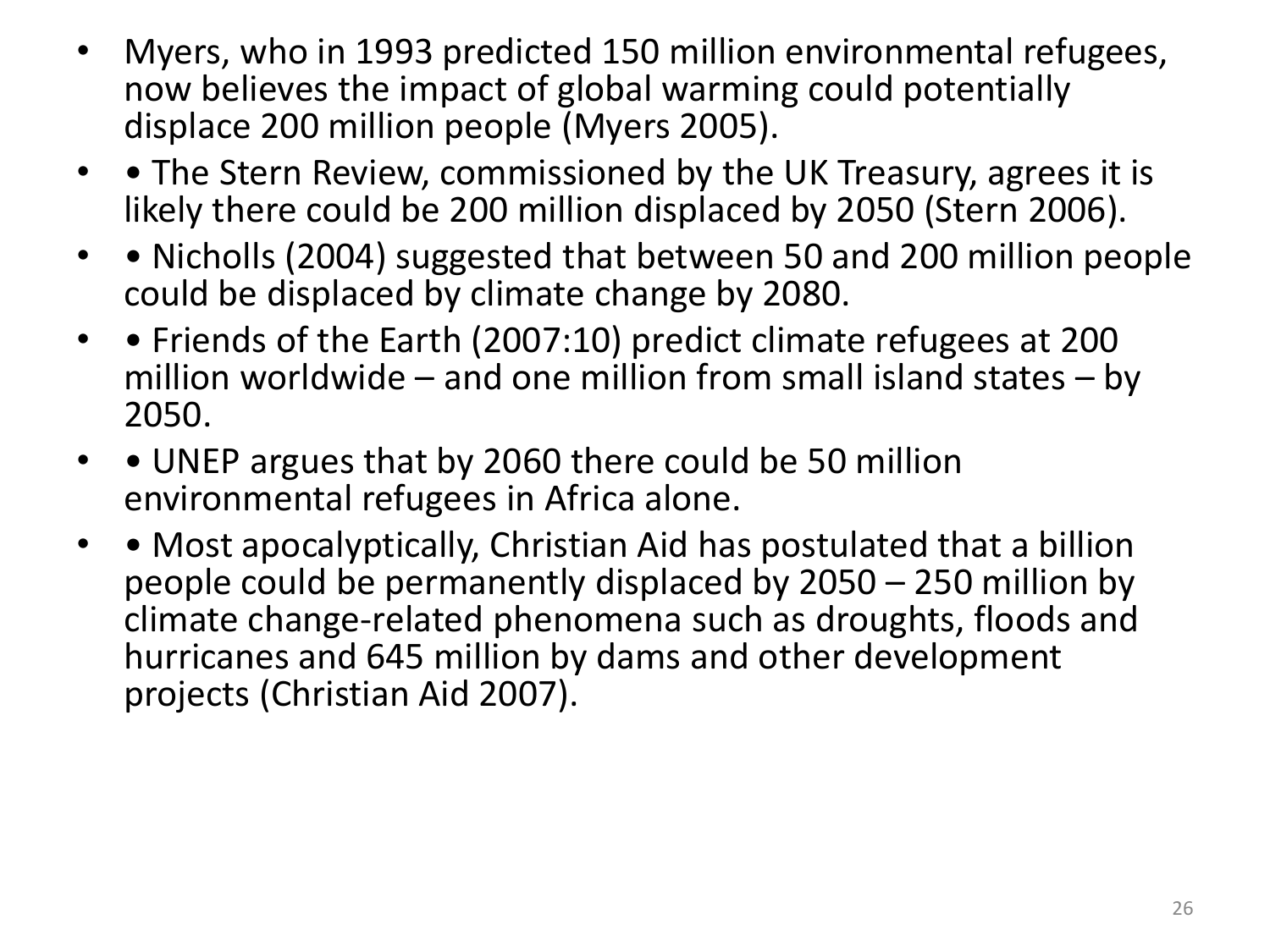- Myers, who in 1993 predicted 150 million environmental refugees, now believes the impact of global warming could potentially displace 200 million people (Myers 2005).
- • The Stern Review, commissioned by the UK Treasury, agrees it is likely there could be 200 million displaced by 2050 (Stern 2006).
- • Nicholls (2004) suggested that between 50 and 200 million people could be displaced by climate change by 2080.
- • Friends of the Earth (2007:10) predict climate refugees at 200 million worldwide – and one million from small island states – by 2050.
- • UNEP argues that by 2060 there could be 50 million environmental refugees in Africa alone.
- • Most apocalyptically, Christian Aid has postulated that a billion people could be permanently displaced by 2050 – 250 million by climate change-related phenomena such as droughts, floods and hurricanes and 645 million by dams and other development projects (Christian Aid 2007).